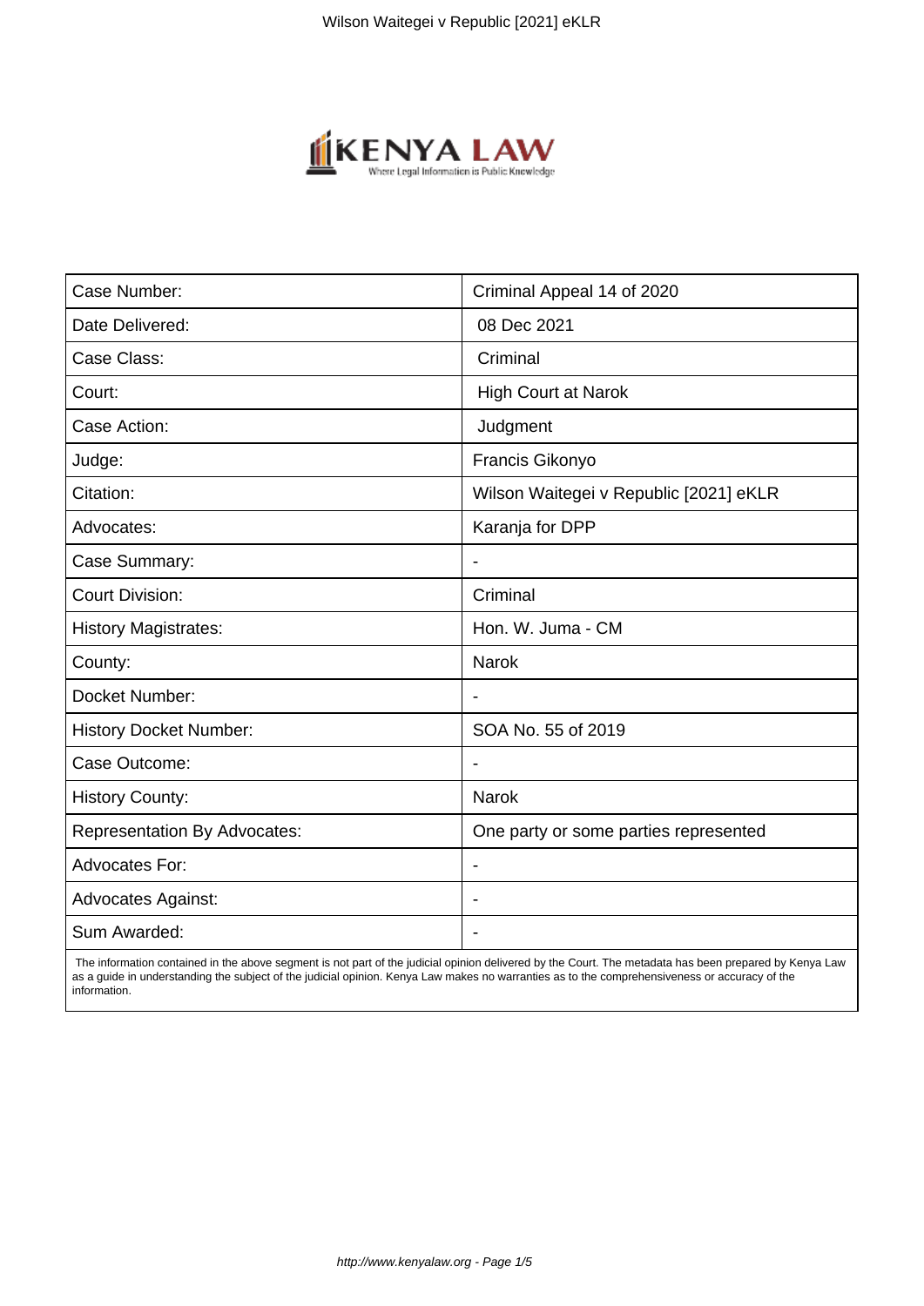| Case Number: | Criminal Appeal 14 of 2020 |
|---|---|
| Date Delivered: | 08 Dec 2021 |
| Case Class: | Criminal |
| Court: | High Court at Narok |
| Case Action: | Judgment |
| Judge: | Francis Gikonyo |
| Citation: | Wilson Waitegei v Republic [2021] eKLR |
| Advocates: | Karanja for DPP |
| Case Summary: | - |
| Court Division: | Criminal |
| History Magistrates: | Hon. W. Juma - CM |
| County: | Narok |
| Docket Number: | - |
| History Docket Number: | SOA No. 55 of 2019 |
| Case Outcome: | - |
| History County: | Narok |
| Representation By Advocates: | One party or some parties represented |
| Advocates For: | - |
| Advocates Against: | - |
| Sum Awarded: | - |

The information contained in the above segment is not part of the judicial opinion delivered by the Court. The metadata has been prepared by Kenya Law as a guide in understanding the subject of the judicial opinion. Kenya Law makes no warranties as to the comprehensiveness or accuracy of the information.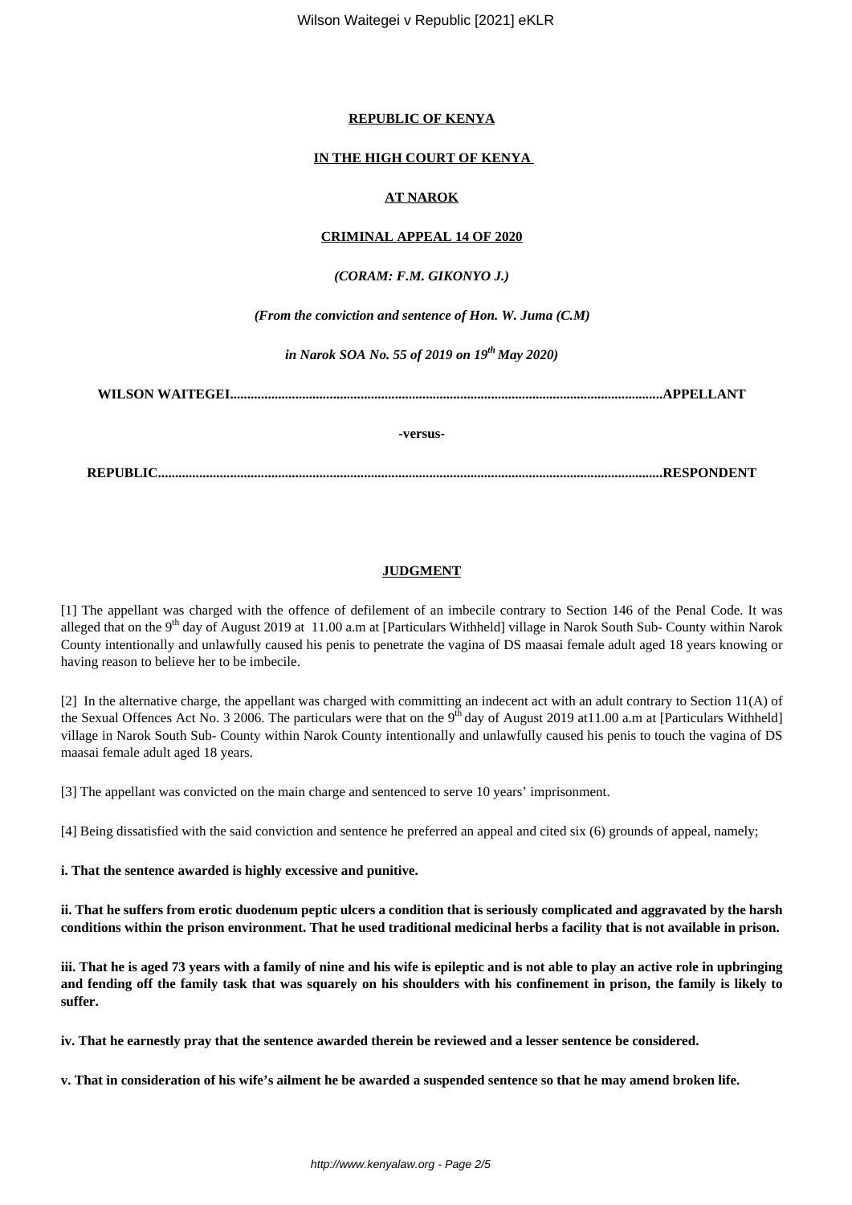**REPUBLIC OF KENYA**

**IN THE HIGH COURT OF KENYA**

**AT NAROK**

**CRIMINAL APPEAL 14 OF 2020**

***(CORAM: F.M. GIKONYO J.)***

***(From the conviction and sentence of Hon. W. Juma (C.M)***

***in Narok SOA No. 55 of 2019 on 19th May 2020)***

**WILSON WAITEGEI.............................................................................................................................APPELLANT**

**-versus-**

**REPUBLIC..................................................................................................................................................RESPONDENT**

**JUDGMENT**

[1] The appellant was charged with the offence of defilement of an imbecile contrary to Section 146 of the Penal Code. It was alleged that on the 9th day of August 2019 at 11.00 a.m at [Particulars Withheld] village in Narok South Sub- County within Narok County intentionally and unlawfully caused his penis to penetrate the vagina of DS maasai female adult aged 18 years knowing or having reason to believe her to be imbecile.

[2] In the alternative charge, the appellant was charged with committing an indecent act with an adult contrary to Section 11(A) of the Sexual Offences Act No. 3 2006. The particulars were that on the 9th day of August 2019 at11.00 a.m at [Particulars Withheld] village in Narok South Sub- County within Narok County intentionally and unlawfully caused his penis to touch the vagina of DS maasai female adult aged 18 years.

[3] The appellant was convicted on the main charge and sentenced to serve 10 years' imprisonment.

[4] Being dissatisfied with the said conviction and sentence he preferred an appeal and cited six (6) grounds of appeal, namely;

**i. That the sentence awarded is highly excessive and punitive.**

**ii. That he suffers from erotic duodenum peptic ulcers a condition that is seriously complicated and aggravated by the harsh conditions within the prison environment. That he used traditional medicinal herbs a facility that is not available in prison.**

**iii. That he is aged 73 years with a family of nine and his wife is epileptic and is not able to play an active role in upbringing and fending off the family task that was squarely on his shoulders with his confinement in prison, the family is likely to suffer.**

**iv. That he earnestly pray that the sentence awarded therein be reviewed and a lesser sentence be considered.**

**v. That in consideration of his wife's ailment he be awarded a suspended sentence so that he may amend broken life.**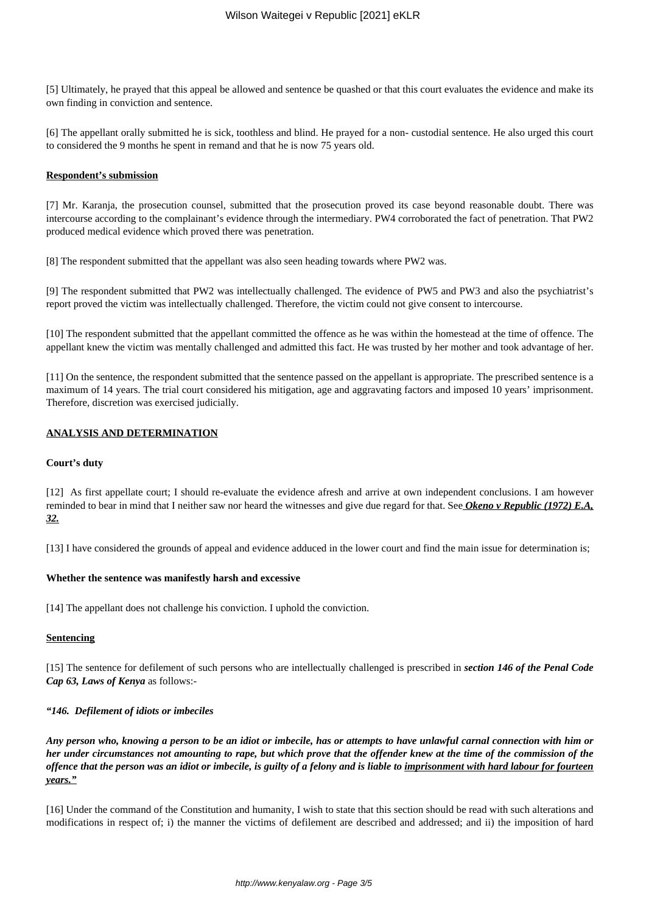[5] Ultimately, he prayed that this appeal be allowed and sentence be quashed or that this court evaluates the evidence and make its own finding in conviction and sentence.

[6] The appellant orally submitted he is sick, toothless and blind. He prayed for a non- custodial sentence. He also urged this court to considered the 9 months he spent in remand and that he is now 75 years old.

**Respondent's submission**

[7] Mr. Karanja, the prosecution counsel, submitted that the prosecution proved its case beyond reasonable doubt. There was intercourse according to the complainant's evidence through the intermediary. PW4 corroborated the fact of penetration. That PW2 produced medical evidence which proved there was penetration.

[8] The respondent submitted that the appellant was also seen heading towards where PW2 was.

[9] The respondent submitted that PW2 was intellectually challenged. The evidence of PW5 and PW3 and also the psychiatrist's report proved the victim was intellectually challenged. Therefore, the victim could not give consent to intercourse.

[10] The respondent submitted that the appellant committed the offence as he was within the homestead at the time of offence. The appellant knew the victim was mentally challenged and admitted this fact. He was trusted by her mother and took advantage of her.

[11] On the sentence, the respondent submitted that the sentence passed on the appellant is appropriate. The prescribed sentence is a maximum of 14 years. The trial court considered his mitigation, age and aggravating factors and imposed 10 years' imprisonment. Therefore, discretion was exercised judicially.

**ANALYSIS AND DETERMINATION**

**Court's duty**

[12] As first appellate court; I should re-evaluate the evidence afresh and arrive at own independent conclusions. I am however reminded to bear in mind that I neither saw nor heard the witnesses and give due regard for that. See ***Okeno v Republic (1972) E.A, 32.***

[13] I have considered the grounds of appeal and evidence adduced in the lower court and find the main issue for determination is;

**Whether the sentence was manifestly harsh and excessive**

[14] The appellant does not challenge his conviction. I uphold the conviction.

**Sentencing**

[15] The sentence for defilement of such persons who are intellectually challenged is prescribed in ***section 146 of the Penal Code Cap 63, Laws of Kenya*** as follows:-

***"146. Defilement of idiots or imbeciles***

***Any person who, knowing a person to be an idiot or imbecile, has or attempts to have unlawful carnal connection with him or her under circumstances not amounting to rape, but which prove that the offender knew at the time of the commission of the offence that the person was an idiot or imbecile, is guilty of a felony and is liable to imprisonment with hard labour for fourteen years."***

[16] Under the command of the Constitution and humanity, I wish to state that this section should be read with such alterations and modifications in respect of; i) the manner the victims of defilement are described and addressed; and ii) the imposition of hard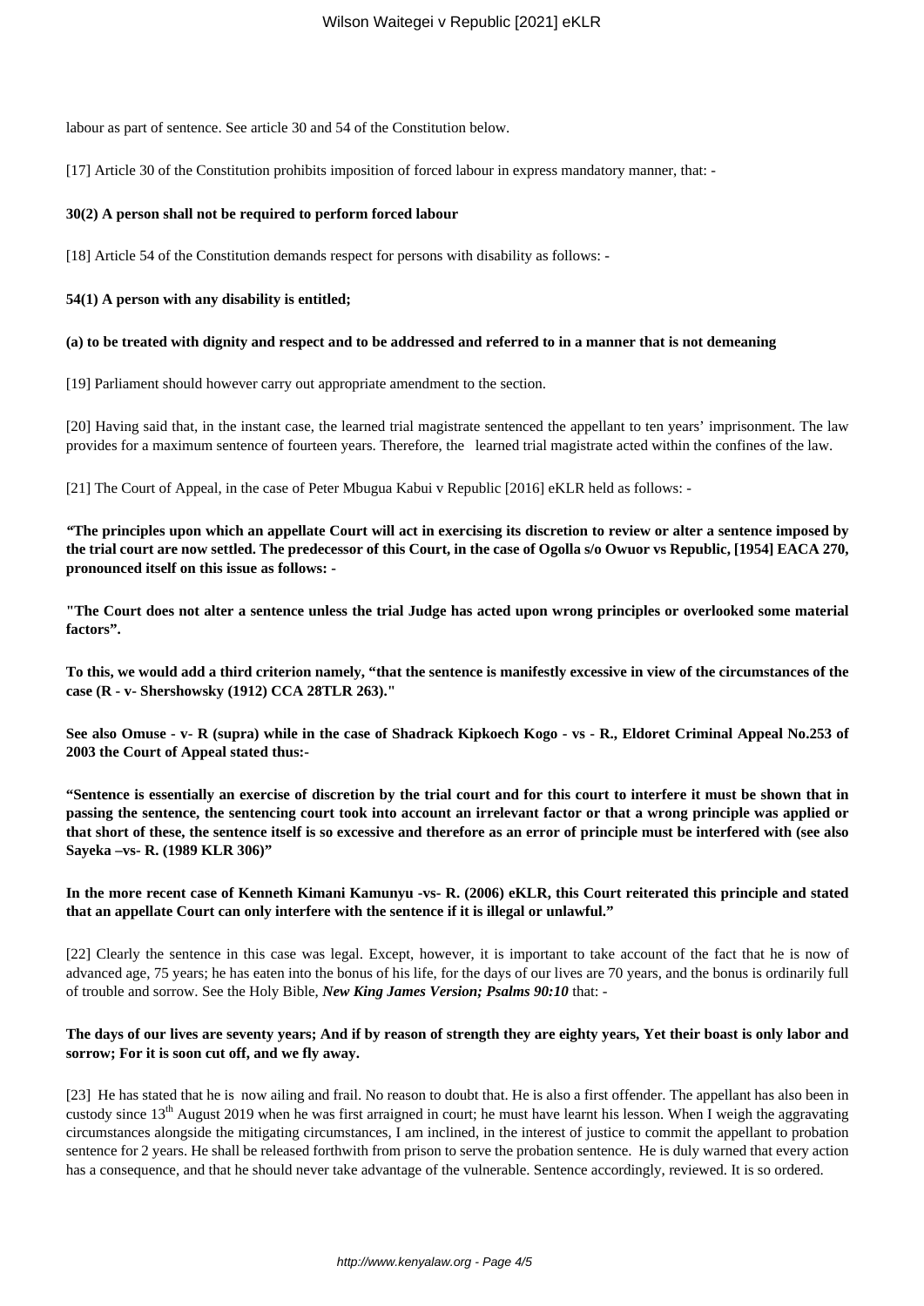labour as part of sentence. See article 30 and 54 of the Constitution below.

[17] Article 30 of the Constitution prohibits imposition of forced labour in express mandatory manner, that: -

**30(2) A person shall not be required to perform forced labour**

[18] Article 54 of the Constitution demands respect for persons with disability as follows: -

**54(1) A person with any disability is entitled;**

**(a) to be treated with dignity and respect and to be addressed and referred to in a manner that is not demeaning**

[19] Parliament should however carry out appropriate amendment to the section.

[20] Having said that, in the instant case, the learned trial magistrate sentenced the appellant to ten years' imprisonment. The law provides for a maximum sentence of fourteen years. Therefore, the learned trial magistrate acted within the confines of the law.

[21] The Court of Appeal, in the case of Peter Mbugua Kabui v Republic [2016] eKLR held as follows: -

***"*****The principles upon which an appellate Court will act in exercising its discretion to review or alter a sentence imposed by the trial court are now settled. The predecessor of this Court, in the case of Ogolla s/o Owuor vs Republic, [1954] EACA 270, pronounced itself on this issue as follows: -**

**"The Court does not alter a sentence unless the trial Judge has acted upon wrong principles or overlooked some material factors".**

**To this, we would add a third criterion namely, "that the sentence is manifestly excessive in view of the circumstances of the case (R - v- Shershowsky (1912) CCA 28TLR 263)."**

**See also Omuse - v- R (supra) while in the case of Shadrack Kipkoech Kogo - vs - R., Eldoret Criminal Appeal No.253 of 2003 the Court of Appeal stated thus:-**

**"Sentence is essentially an exercise of discretion by the trial court and for this court to interfere it must be shown that in passing the sentence, the sentencing court took into account an irrelevant factor or that a wrong principle was applied or that short of these, the sentence itself is so excessive and therefore as an error of principle must be interfered with (see also Sayeka –vs- R. (1989 KLR 306)"**

**In the more recent case of Kenneth Kimani Kamunyu -vs- R. (2006) eKLR, this Court reiterated this principle and stated that an appellate Court can only interfere with the sentence if it is illegal or unlawful."**

[22] Clearly the sentence in this case was legal. Except, however, it is important to take account of the fact that he is now of advanced age, 75 years; he has eaten into the bonus of his life, for the days of our lives are 70 years, and the bonus is ordinarily full of trouble and sorrow. See the Holy Bible, ***New King James Version; Psalms 90:10*** that: -

**The days of our lives are seventy years; And if by reason of strength they are eighty years, Yet their boast is only labor and sorrow; For it is soon cut off, and we fly away.**

[23] He has stated that he is now ailing and frail. No reason to doubt that. He is also a first offender. The appellant has also been in custody since 13th August 2019 when he was first arraigned in court; he must have learnt his lesson. When I weigh the aggravating circumstances alongside the mitigating circumstances, I am inclined, in the interest of justice to commit the appellant to probation sentence for 2 years. He shall be released forthwith from prison to serve the probation sentence. He is duly warned that every action has a consequence, and that he should never take advantage of the vulnerable. Sentence accordingly, reviewed. It is so ordered.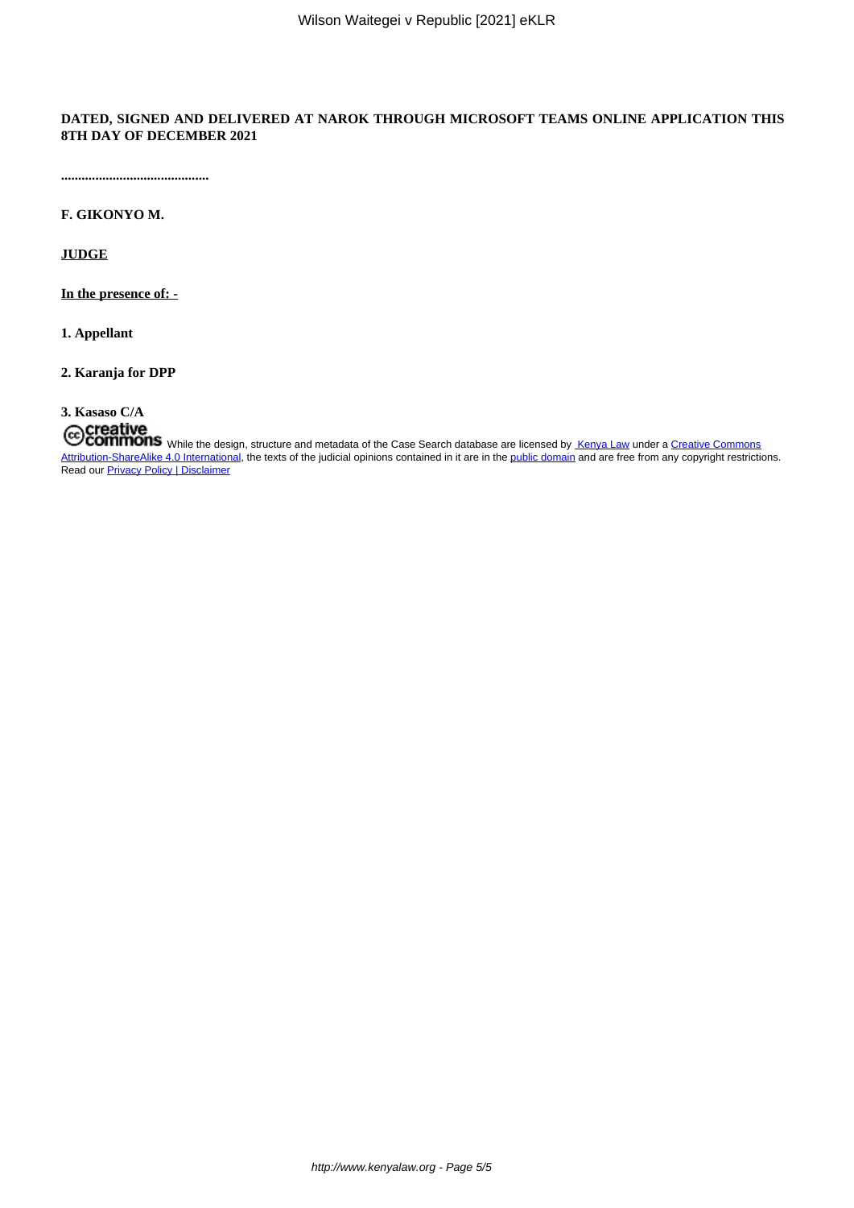**DATED, SIGNED AND DELIVERED AT NAROK THROUGH MICROSOFT TEAMS ONLINE APPLICATION THIS 8TH DAY OF DECEMBER 2021**

**.........................................**

**F. GIKONYO M.**

**JUDGE**

**In the presence of: -**

**1. Appellant**

**2. Karanja for DPP**

**3. Kasaso C/A**

While the design, structure and metadata of the Case Search database are licensed by Kenya Law under a Creative Commons Attribution-ShareAlike 4.0 International, the texts of the judicial opinions contained in it are in the public domain and are free from any copyright restrictions. Read our Privacy Policy | Disclaimer